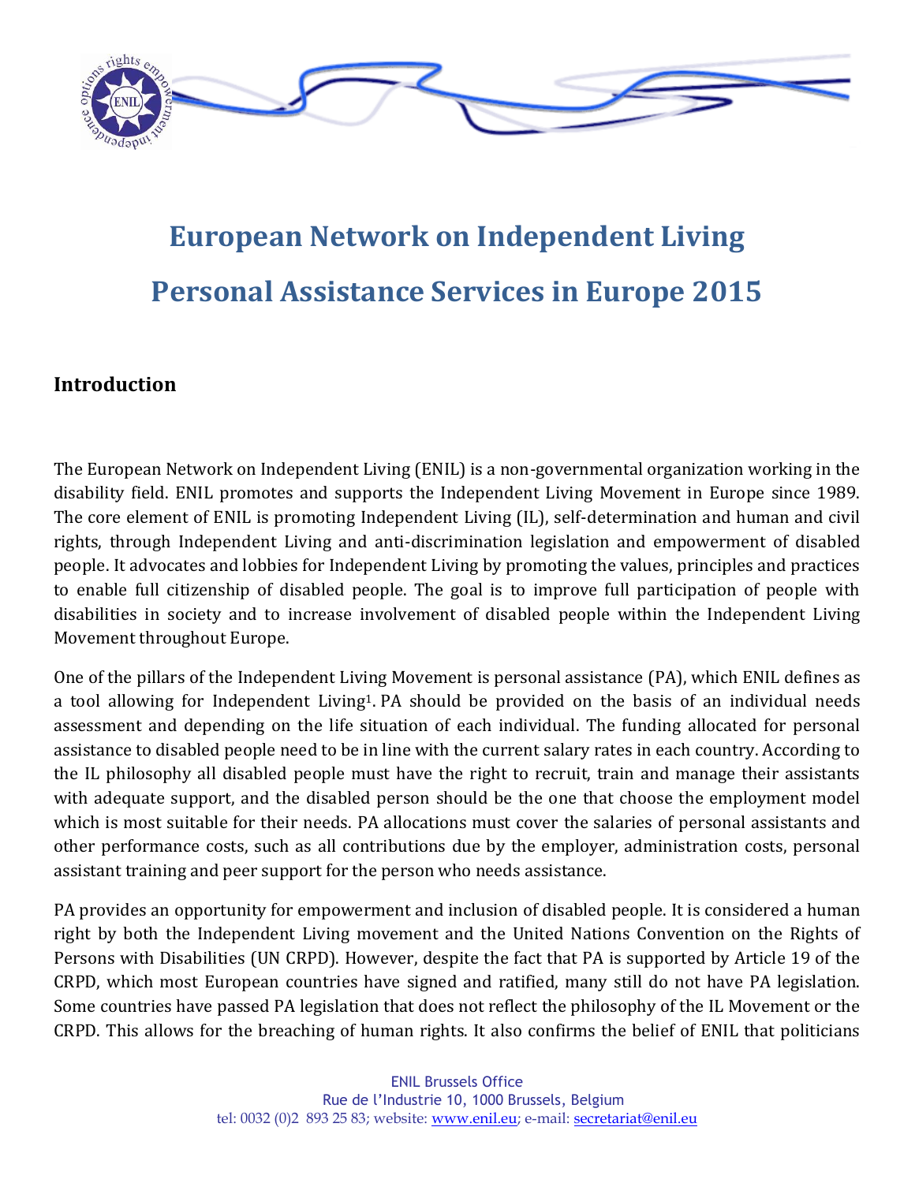# European Network on Independent Living

# Personal Assistance Services in Europe 2015

## Introduction

The European Network on Independent Living (ENIL) is a non-governmental organization working in the disability field. ENIL promotes and supports the Independent Living Movement in Europe since 1989. The core element of ENIL is promoting Independent Living (IL), self-determination and human and civil rights, through Independent Living and anti-discrimination legislation and empowerment of disabled people. It advocates and lobbies for Independent Living by promoting the values, principles and practices to enable full citizenship of disabled people. The goal is to improve full participation of people with disabilities in society and to increase involvement of disabled people within the Independent Living Movement throughout Europe.

One of the pillars of the Independent Living Movement is personal assistance (PA), which ENIL defines as a tool allowing for Independent Living[1]. PA should be provided on the basis of an individual needs assessment and depending on the life situation of each individual. The funding allocated for personal assistance to disabled people need to be in line with the current salary rates in each country. According to the IL philosophy all disabled people must have the right to recruit, train and manage their assistants with adequate support, and the disabled person should be the one that choose the employment model which is most suitable for their needs. PA allocations must cover the salaries of personal assistants and other performance costs, such as all contributions due by the employer, administration costs, personal assistant training and peer support for the person who needs assistance.

PA provides an opportunity for empowerment and inclusion of disabled people. It is considered a human right by both the Independent Living movement and the United Nations Convention on the Rights of Persons with Disabilities (UN CRPD). However, despite the fact that PA is supported by Article 19 of the CRPD, which most European countries have signed and ratified, many still do not have PA legislation. Some countries have passed PA legislation that does not reflect the philosophy of the IL Movement or the CRPD. This allows for the breaching of human rights. It also confirms the belief of ENIL that politicians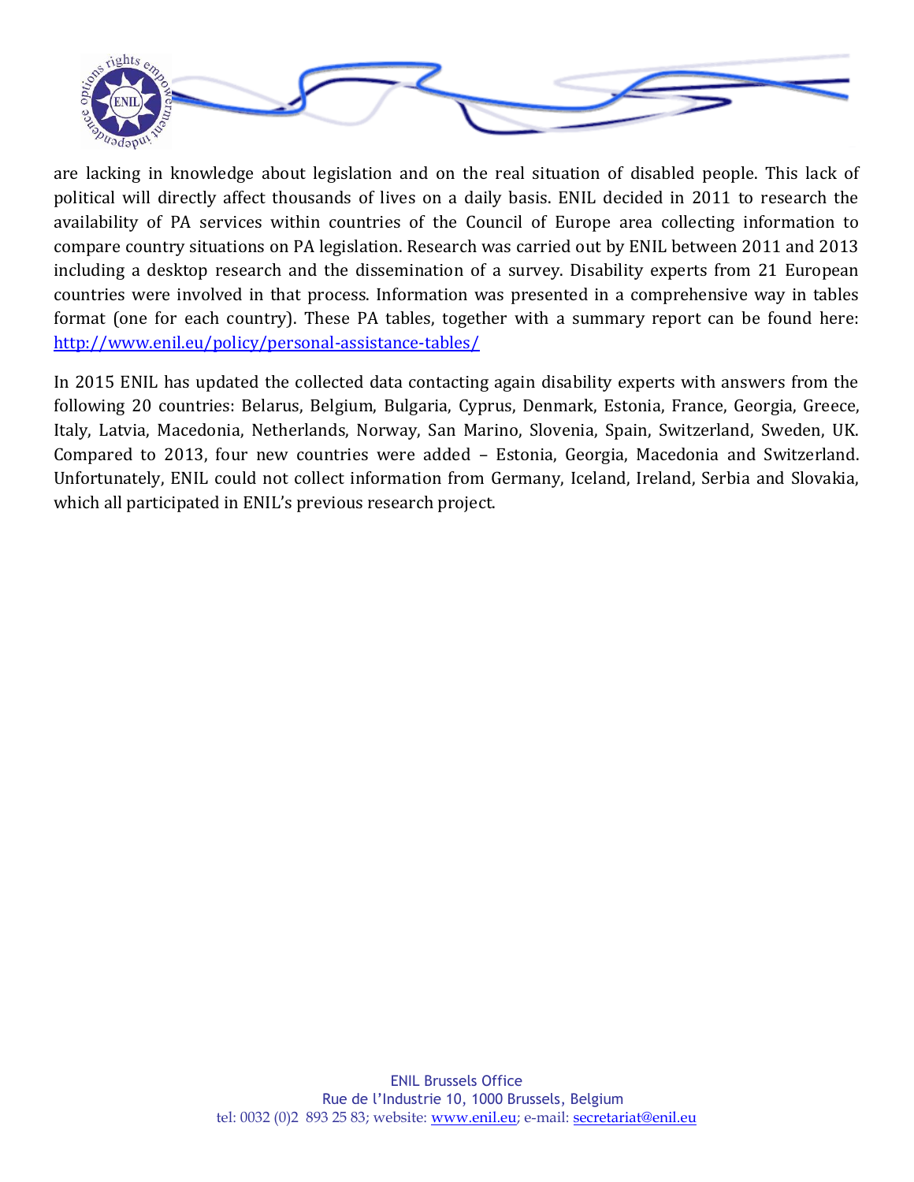are lacking in knowledge about legislation and on the real situation of disabled people. This lack of political will directly affect thousands of lives on a daily basis. ENIL decided in 2011 to research the availability of PA services within countries of the Council of Europe area collecting information to compare country situations on PA legislation. Research was carried out by ENIL between 2011 and 2013 including a desktop research and the dissemination of a survey. Disability experts from 21 European countries were involved in that process. Information was presented in a comprehensive way in tables format (one for each country). These PA tables, together with a summary report can be found here: http://www.enil.eu/policy/personal-assistance-tables/

In 2015 ENIL has updated the collected data contacting again disability experts with answers from the following 20 countries: Belarus, Belgium, Bulgaria, Cyprus, Denmark, Estonia, France, Georgia, Greece, Italy, Latvia, Macedonia, Netherlands, Norway, San Marino, Slovenia, Spain, Switzerland, Sweden, UK. Compared to 2013, four new countries were added – Estonia, Georgia, Macedonia and Switzerland. Unfortunately, ENIL could not collect information from Germany, Iceland, Ireland, Serbia and Slovakia, which all participated in ENIL's previous research project.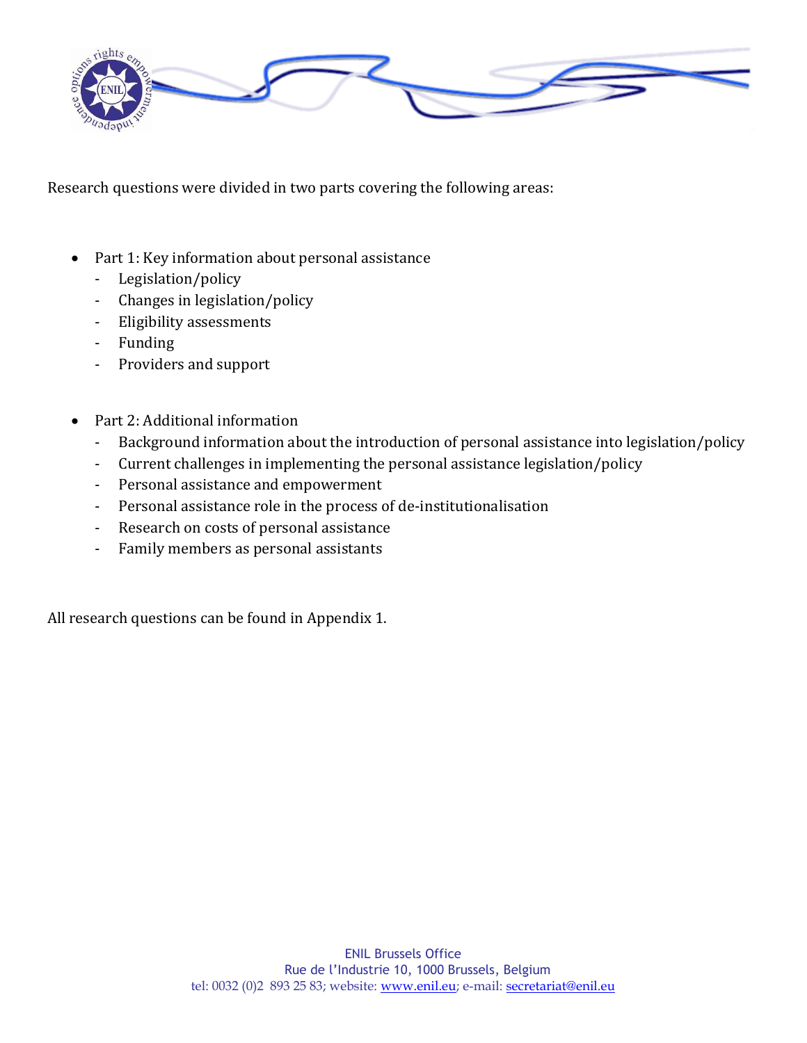Research questions were divided in two parts covering the following areas:

- Part 1: Key information about personal assistance
  - Legislation/policy
  - Changes in legislation/policy
  - Eligibility assessments
  - Funding
  - Providers and support

- Part 2: Additional information
  - Background information about the introduction of personal assistance into legislation/policy
  - Current challenges in implementing the personal assistance legislation/policy
  - Personal assistance and empowerment
  - Personal assistance role in the process of de-institutionalisation
  - Research on costs of personal assistance
  - Family members as personal assistants

All research questions can be found in Appendix 1.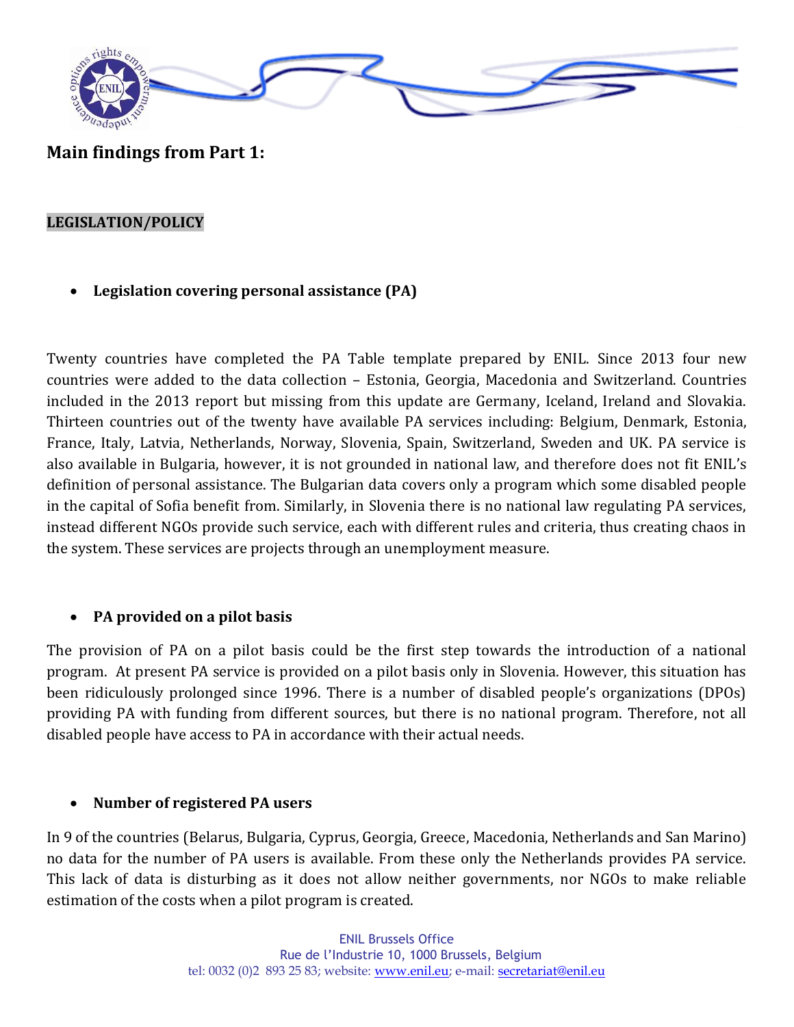## Main findings from Part 1:

### LEGISLATION/POLICY

- **Legislation covering personal assistance (PA)**

Twenty countries have completed the PA Table template prepared by ENIL. Since 2013 four new countries were added to the data collection – Estonia, Georgia, Macedonia and Switzerland. Countries included in the 2013 report but missing from this update are Germany, Iceland, Ireland and Slovakia. Thirteen countries out of the twenty have available PA services including: Belgium, Denmark, Estonia, France, Italy, Latvia, Netherlands, Norway, Slovenia, Spain, Switzerland, Sweden and UK. PA service is also available in Bulgaria, however, it is not grounded in national law, and therefore does not fit ENIL's definition of personal assistance. The Bulgarian data covers only a program which some disabled people in the capital of Sofia benefit from. Similarly, in Slovenia there is no national law regulating PA services, instead different NGOs provide such service, each with different rules and criteria, thus creating chaos in the system. These services are projects through an unemployment measure.

- **PA provided on a pilot basis**

The provision of PA on a pilot basis could be the first step towards the introduction of a national program. At present PA service is provided on a pilot basis only in Slovenia. However, this situation has been ridiculously prolonged since 1996. There is a number of disabled people's organizations (DPOs) providing PA with funding from different sources, but there is no national program. Therefore, not all disabled people have access to PA in accordance with their actual needs.

- **Number of registered PA users**

In 9 of the countries (Belarus, Bulgaria, Cyprus, Georgia, Greece, Macedonia, Netherlands and San Marino) no data for the number of PA users is available. From these only the Netherlands provides PA service. This lack of data is disturbing as it does not allow neither governments, nor NGOs to make reliable estimation of the costs when a pilot program is created.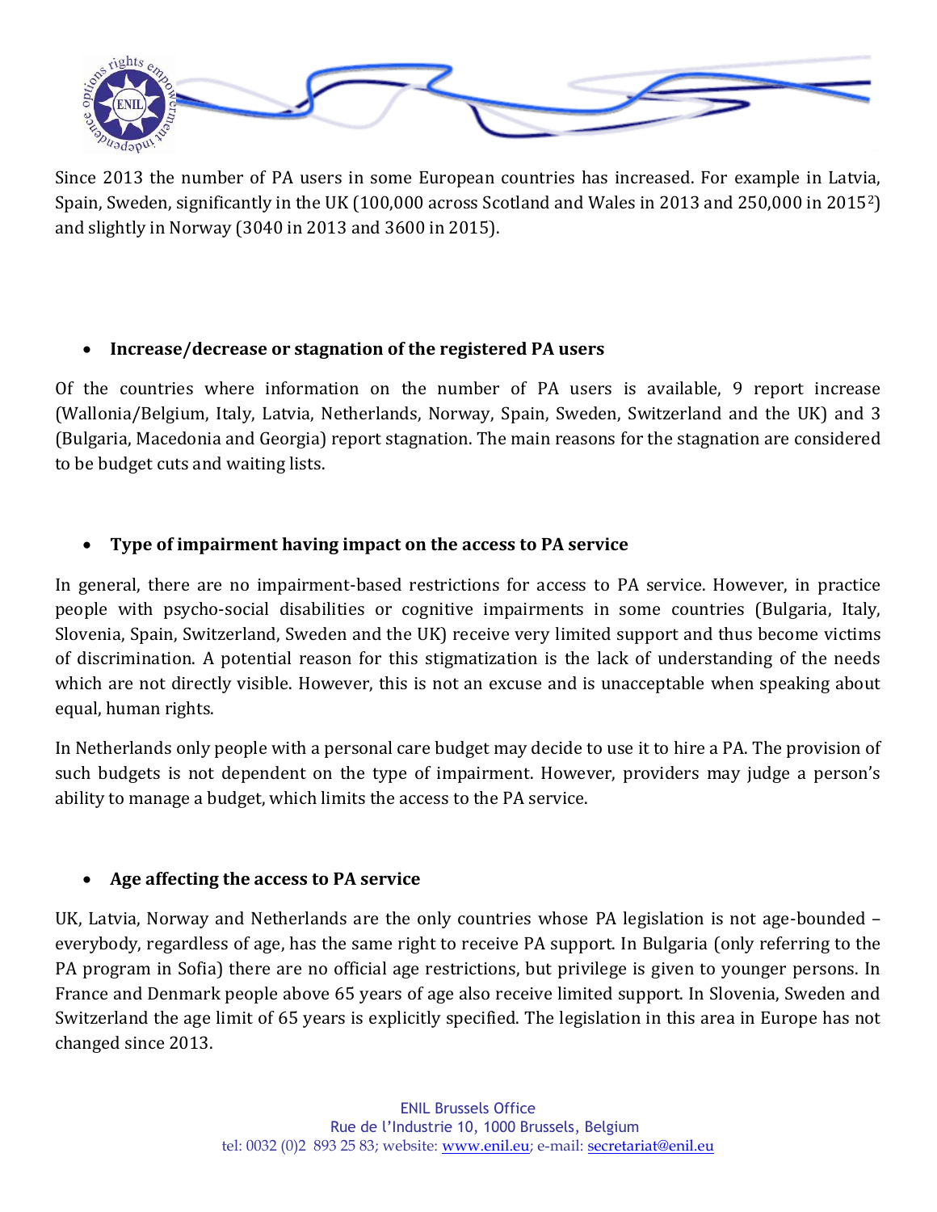Since 2013 the number of PA users in some European countries has increased. For example in Latvia, Spain, Sweden, significantly in the UK (100,000 across Scotland and Wales in 2013 and 250,000 in 2015[2]) and slightly in Norway (3040 in 2013 and 3600 in 2015).

- **Increase/decrease or stagnation of the registered PA users**

Of the countries where information on the number of PA users is available, 9 report increase (Wallonia/Belgium, Italy, Latvia, Netherlands, Norway, Spain, Sweden, Switzerland and the UK) and 3 (Bulgaria, Macedonia and Georgia) report stagnation. The main reasons for the stagnation are considered to be budget cuts and waiting lists.

- **Type of impairment having impact on the access to PA service**

In general, there are no impairment-based restrictions for access to PA service. However, in practice people with psycho-social disabilities or cognitive impairments in some countries (Bulgaria, Italy, Slovenia, Spain, Switzerland, Sweden and the UK) receive very limited support and thus become victims of discrimination. A potential reason for this stigmatization is the lack of understanding of the needs which are not directly visible. However, this is not an excuse and is unacceptable when speaking about equal, human rights.

In Netherlands only people with a personal care budget may decide to use it to hire a PA. The provision of such budgets is not dependent on the type of impairment. However, providers may judge a person's ability to manage a budget, which limits the access to the PA service.

- **Age affecting the access to PA service**

UK, Latvia, Norway and Netherlands are the only countries whose PA legislation is not age-bounded – everybody, regardless of age, has the same right to receive PA support. In Bulgaria (only referring to the PA program in Sofia) there are no official age restrictions, but privilege is given to younger persons. In France and Denmark people above 65 years of age also receive limited support. In Slovenia, Sweden and Switzerland the age limit of 65 years is explicitly specified. The legislation in this area in Europe has not changed since 2013.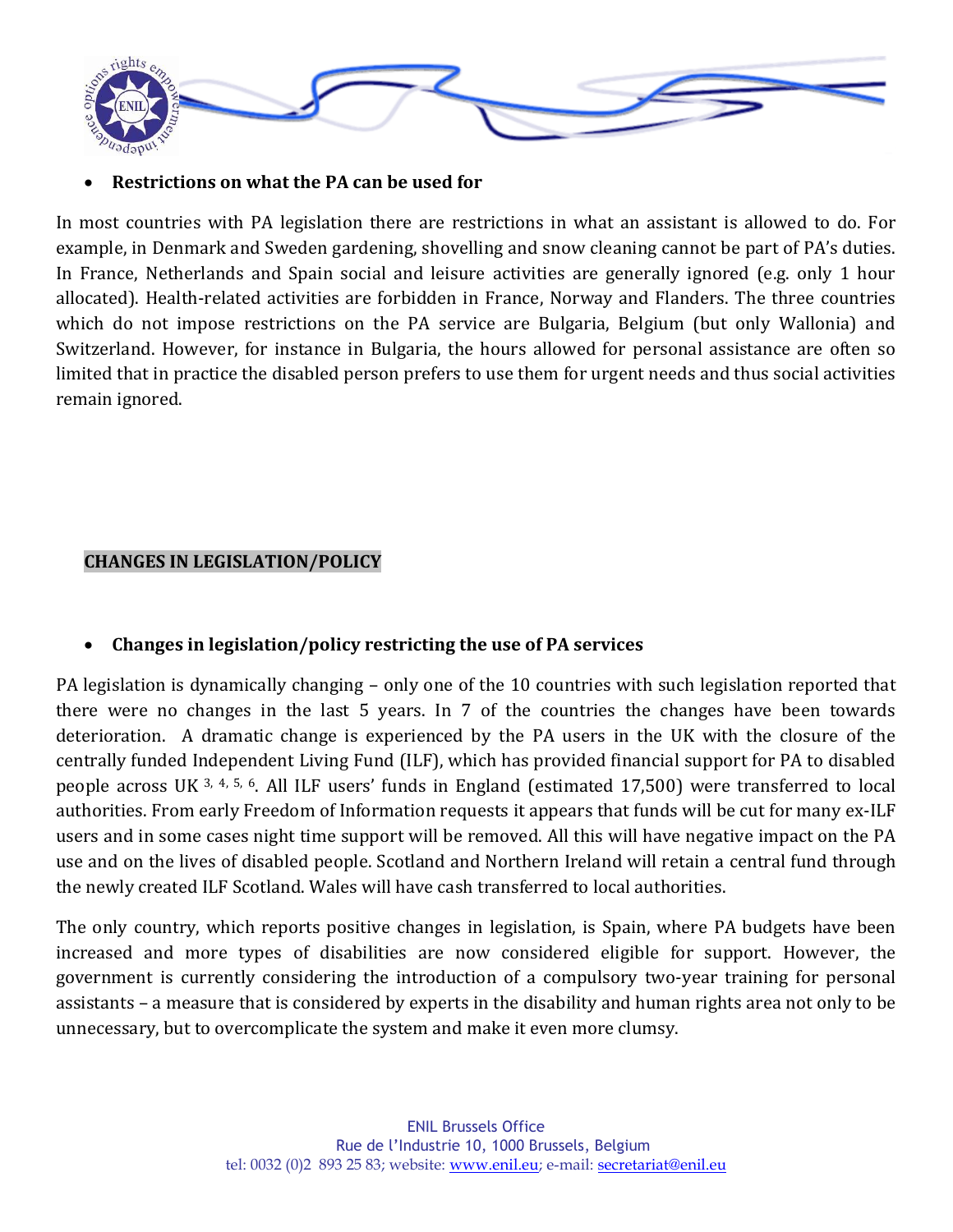- **Restrictions on what the PA can be used for**

In most countries with PA legislation there are restrictions in what an assistant is allowed to do. For example, in Denmark and Sweden gardening, shovelling and snow cleaning cannot be part of PA's duties. In France, Netherlands and Spain social and leisure activities are generally ignored (e.g. only 1 hour allocated). Health-related activities are forbidden in France, Norway and Flanders. The three countries which do not impose restrictions on the PA service are Bulgaria, Belgium (but only Wallonia) and Switzerland. However, for instance in Bulgaria, the hours allowed for personal assistance are often so limited that in practice the disabled person prefers to use them for urgent needs and thus social activities remain ignored.

## CHANGES IN LEGISLATION/POLICY

- **Changes in legislation/policy restricting the use of PA services**

PA legislation is dynamically changing – only one of the 10 countries with such legislation reported that there were no changes in the last 5 years. In 7 of the countries the changes have been towards deterioration. A dramatic change is experienced by the PA users in the UK with the closure of the centrally funded Independent Living Fund (ILF), which has provided financial support for PA to disabled people across UK [3, 4, 5, 6]. All ILF users' funds in England (estimated 17,500) were transferred to local authorities. From early Freedom of Information requests it appears that funds will be cut for many ex-ILF users and in some cases night time support will be removed. All this will have negative impact on the PA use and on the lives of disabled people. Scotland and Northern Ireland will retain a central fund through the newly created ILF Scotland. Wales will have cash transferred to local authorities.

The only country, which reports positive changes in legislation, is Spain, where PA budgets have been increased and more types of disabilities are now considered eligible for support. However, the government is currently considering the introduction of a compulsory two-year training for personal assistants – a measure that is considered by experts in the disability and human rights area not only to be unnecessary, but to overcomplicate the system and make it even more clumsy.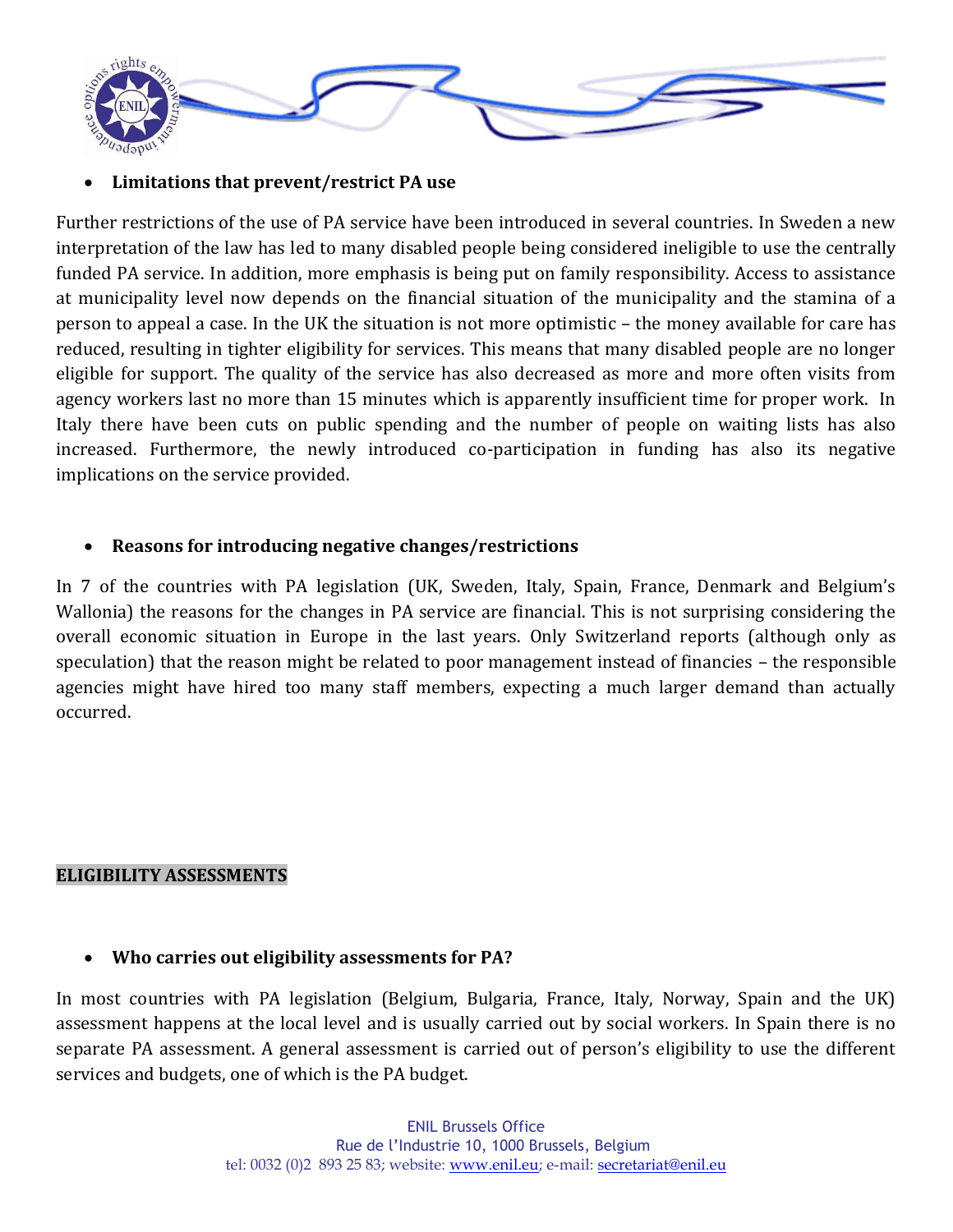- **Limitations that prevent/restrict PA use**

Further restrictions of the use of PA service have been introduced in several countries. In Sweden a new interpretation of the law has led to many disabled people being considered ineligible to use the centrally funded PA service. In addition, more emphasis is being put on family responsibility. Access to assistance at municipality level now depends on the financial situation of the municipality and the stamina of a person to appeal a case. In the UK the situation is not more optimistic – the money available for care has reduced, resulting in tighter eligibility for services. This means that many disabled people are no longer eligible for support. The quality of the service has also decreased as more and more often visits from agency workers last no more than 15 minutes which is apparently insufficient time for proper work. In Italy there have been cuts on public spending and the number of people on waiting lists has also increased. Furthermore, the newly introduced co-participation in funding has also its negative implications on the service provided.

- **Reasons for introducing negative changes/restrictions**

In 7 of the countries with PA legislation (UK, Sweden, Italy, Spain, France, Denmark and Belgium's Wallonia) the reasons for the changes in PA service are financial. This is not surprising considering the overall economic situation in Europe in the last years. Only Switzerland reports (although only as speculation) that the reason might be related to poor management instead of financies – the responsible agencies might have hired too many staff members, expecting a much larger demand than actually occurred.

## ELIGIBILITY ASSESSMENTS

- **Who carries out eligibility assessments for PA?**

In most countries with PA legislation (Belgium, Bulgaria, France, Italy, Norway, Spain and the UK) assessment happens at the local level and is usually carried out by social workers. In Spain there is no separate PA assessment. A general assessment is carried out of person's eligibility to use the different services and budgets, one of which is the PA budget.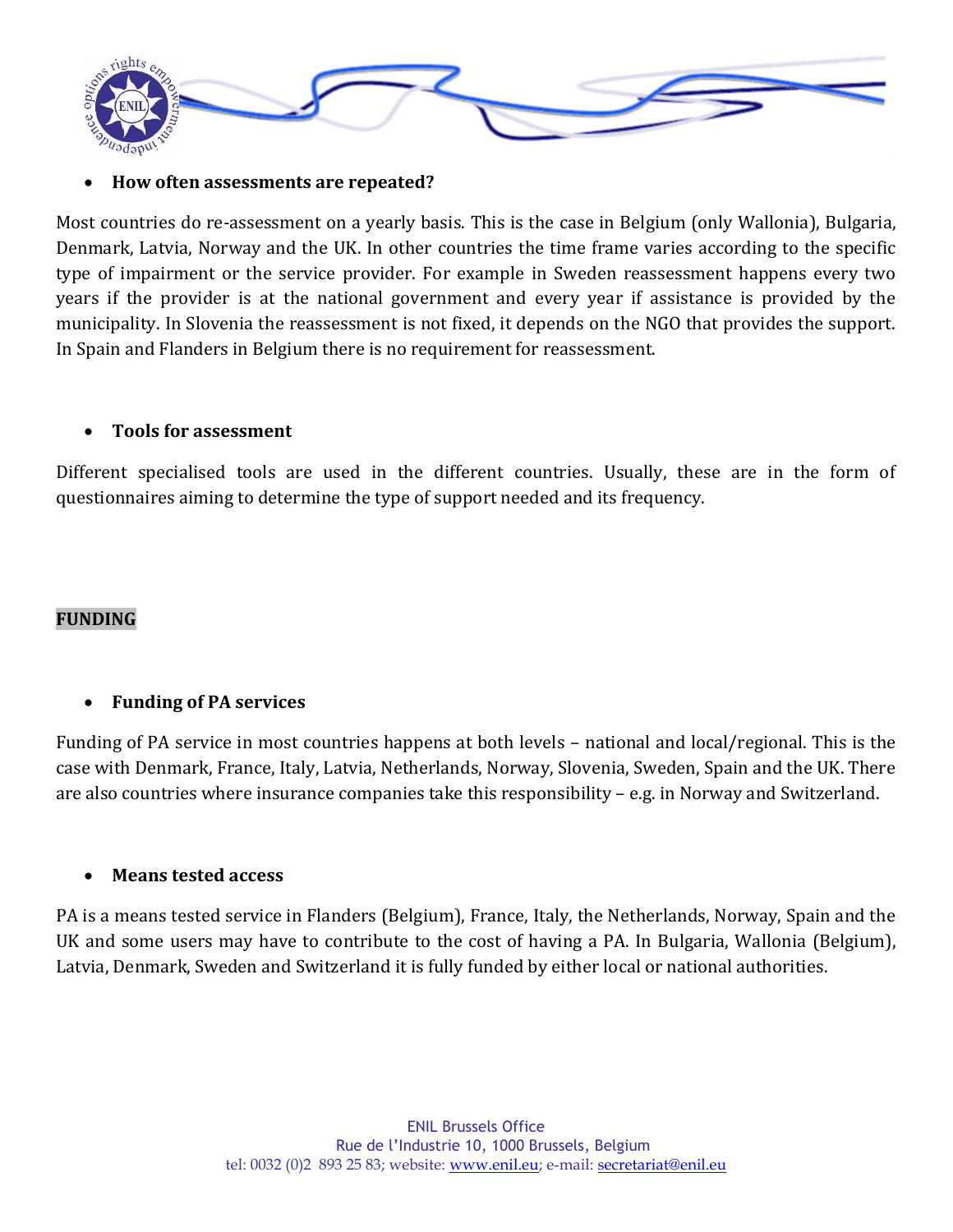- **How often assessments are repeated?**

Most countries do re-assessment on a yearly basis. This is the case in Belgium (only Wallonia), Bulgaria, Denmark, Latvia, Norway and the UK. In other countries the time frame varies according to the specific type of impairment or the service provider. For example in Sweden reassessment happens every two years if the provider is at the national government and every year if assistance is provided by the municipality. In Slovenia the reassessment is not fixed, it depends on the NGO that provides the support. In Spain and Flanders in Belgium there is no requirement for reassessment.

- **Tools for assessment**

Different specialised tools are used in the different countries. Usually, these are in the form of questionnaires aiming to determine the type of support needed and its frequency.

## FUNDING

- **Funding of PA services**

Funding of PA service in most countries happens at both levels – national and local/regional. This is the case with Denmark, France, Italy, Latvia, Netherlands, Norway, Slovenia, Sweden, Spain and the UK. There are also countries where insurance companies take this responsibility – e.g. in Norway and Switzerland.

- **Means tested access**

PA is a means tested service in Flanders (Belgium), France, Italy, the Netherlands, Norway, Spain and the UK and some users may have to contribute to the cost of having a PA. In Bulgaria, Wallonia (Belgium), Latvia, Denmark, Sweden and Switzerland it is fully funded by either local or national authorities.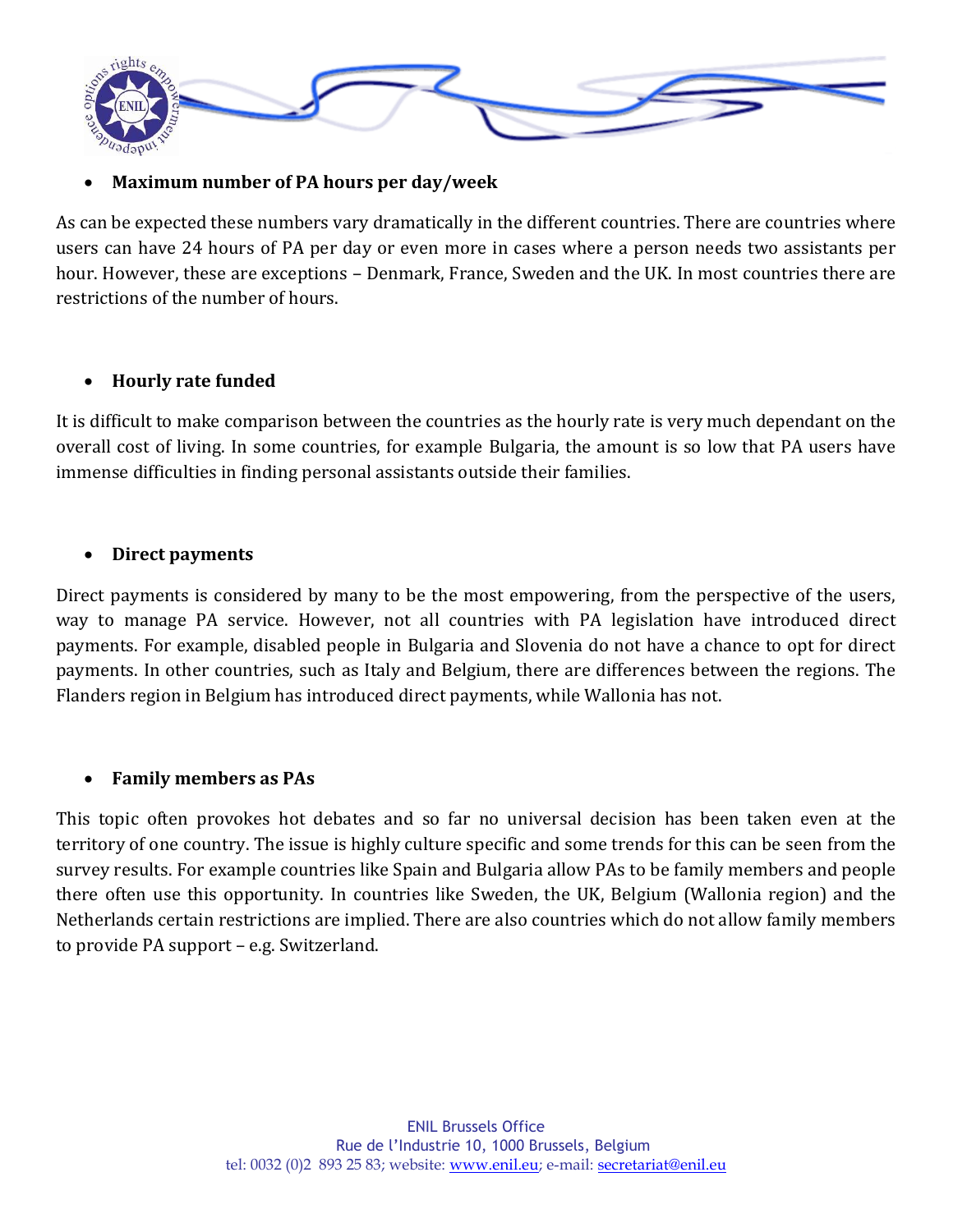- **Maximum number of PA hours per day/week**

As can be expected these numbers vary dramatically in the different countries. There are countries where users can have 24 hours of PA per day or even more in cases where a person needs two assistants per hour. However, these are exceptions – Denmark, France, Sweden and the UK. In most countries there are restrictions of the number of hours.

- **Hourly rate funded**

It is difficult to make comparison between the countries as the hourly rate is very much dependant on the overall cost of living. In some countries, for example Bulgaria, the amount is so low that PA users have immense difficulties in finding personal assistants outside their families.

- **Direct payments**

Direct payments is considered by many to be the most empowering, from the perspective of the users, way to manage PA service. However, not all countries with PA legislation have introduced direct payments. For example, disabled people in Bulgaria and Slovenia do not have a chance to opt for direct payments. In other countries, such as Italy and Belgium, there are differences between the regions. The Flanders region in Belgium has introduced direct payments, while Wallonia has not.

- **Family members as PAs**

This topic often provokes hot debates and so far no universal decision has been taken even at the territory of one country. The issue is highly culture specific and some trends for this can be seen from the survey results. For example countries like Spain and Bulgaria allow PAs to be family members and people there often use this opportunity. In countries like Sweden, the UK, Belgium (Wallonia region) and the Netherlands certain restrictions are implied. There are also countries which do not allow family members to provide PA support – e.g. Switzerland.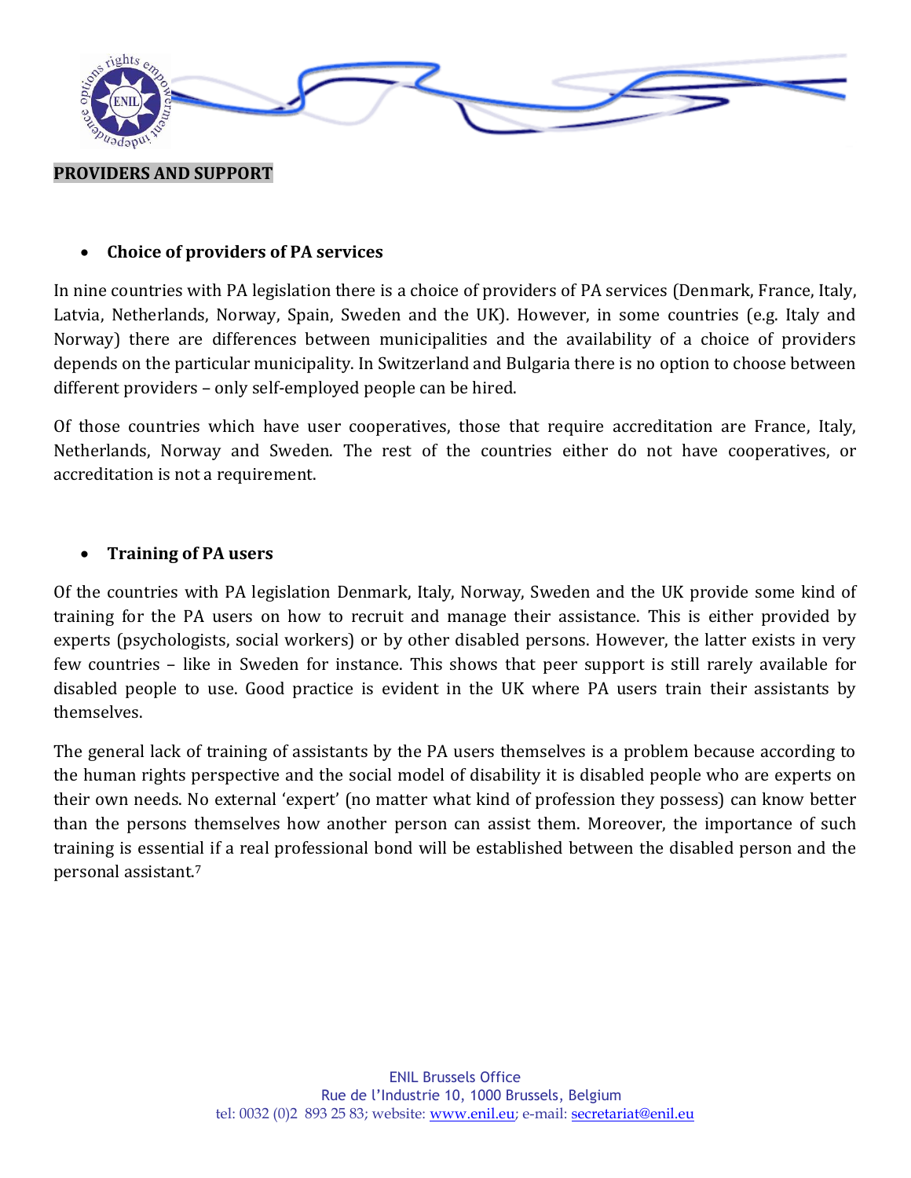## PROVIDERS AND SUPPORT

- **Choice of providers of PA services**

In nine countries with PA legislation there is a choice of providers of PA services (Denmark, France, Italy, Latvia, Netherlands, Norway, Spain, Sweden and the UK). However, in some countries (e.g. Italy and Norway) there are differences between municipalities and the availability of a choice of providers depends on the particular municipality. In Switzerland and Bulgaria there is no option to choose between different providers – only self-employed people can be hired.

Of those countries which have user cooperatives, those that require accreditation are France, Italy, Netherlands, Norway and Sweden. The rest of the countries either do not have cooperatives, or accreditation is not a requirement.

- **Training of PA users**

Of the countries with PA legislation Denmark, Italy, Norway, Sweden and the UK provide some kind of training for the PA users on how to recruit and manage their assistance. This is either provided by experts (psychologists, social workers) or by other disabled persons. However, the latter exists in very few countries – like in Sweden for instance. This shows that peer support is still rarely available for disabled people to use. Good practice is evident in the UK where PA users train their assistants by themselves.

The general lack of training of assistants by the PA users themselves is a problem because according to the human rights perspective and the social model of disability it is disabled people who are experts on their own needs. No external 'expert' (no matter what kind of profession they possess) can know better than the persons themselves how another person can assist them. Moreover, the importance of such training is essential if a real professional bond will be established between the disabled person and the personal assistant.[7]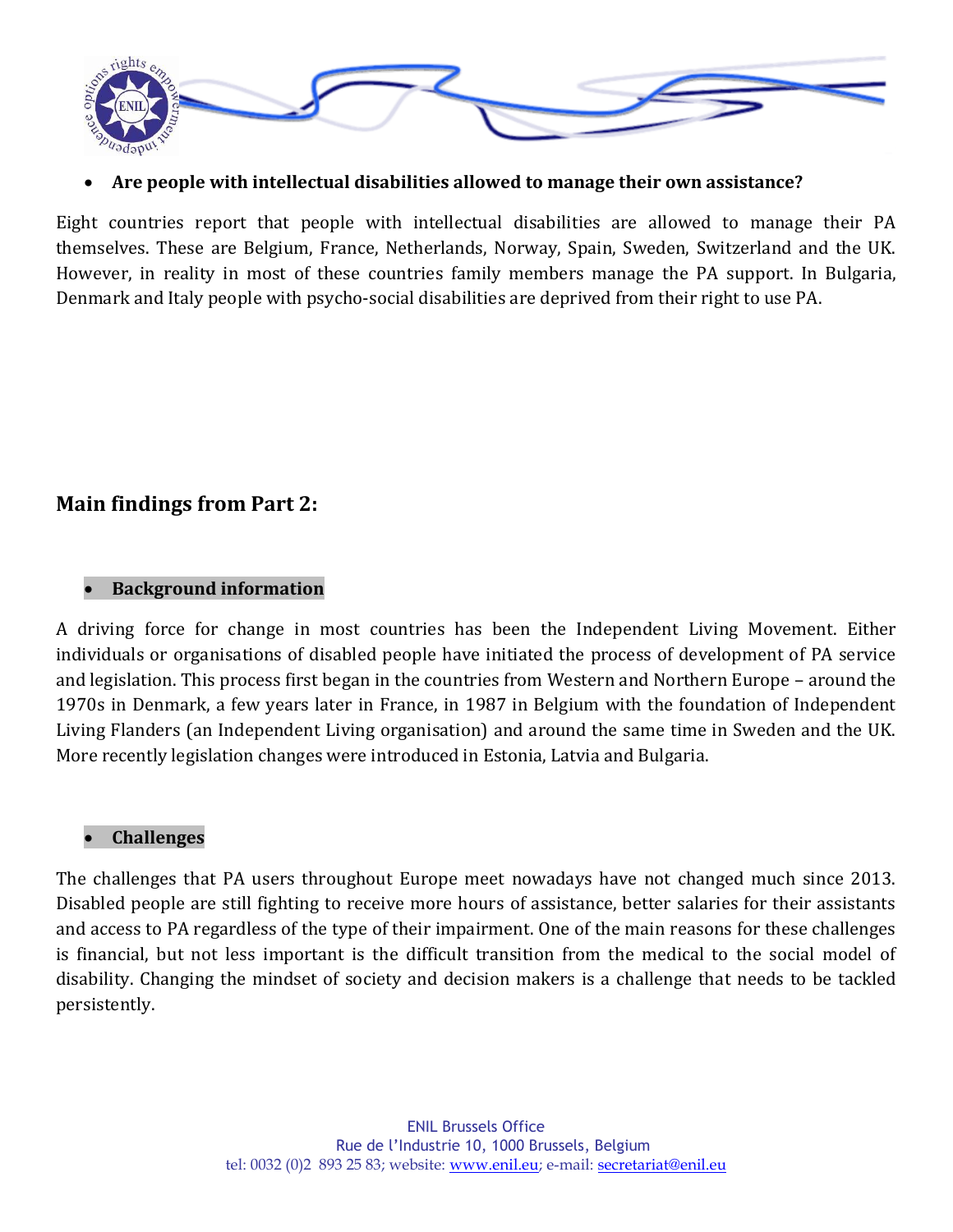- **Are people with intellectual disabilities allowed to manage their own assistance?**

Eight countries report that people with intellectual disabilities are allowed to manage their PA themselves. These are Belgium, France, Netherlands, Norway, Spain, Sweden, Switzerland and the UK. However, in reality in most of these countries family members manage the PA support. In Bulgaria, Denmark and Italy people with psycho-social disabilities are deprived from their right to use PA.

## Main findings from Part 2:

- **Background information**

A driving force for change in most countries has been the Independent Living Movement. Either individuals or organisations of disabled people have initiated the process of development of PA service and legislation. This process first began in the countries from Western and Northern Europe – around the 1970s in Denmark, a few years later in France, in 1987 in Belgium with the foundation of Independent Living Flanders (an Independent Living organisation) and around the same time in Sweden and the UK. More recently legislation changes were introduced in Estonia, Latvia and Bulgaria.

- **Challenges**

The challenges that PA users throughout Europe meet nowadays have not changed much since 2013. Disabled people are still fighting to receive more hours of assistance, better salaries for their assistants and access to PA regardless of the type of their impairment. One of the main reasons for these challenges is financial, but not less important is the difficult transition from the medical to the social model of disability. Changing the mindset of society and decision makers is a challenge that needs to be tackled persistently.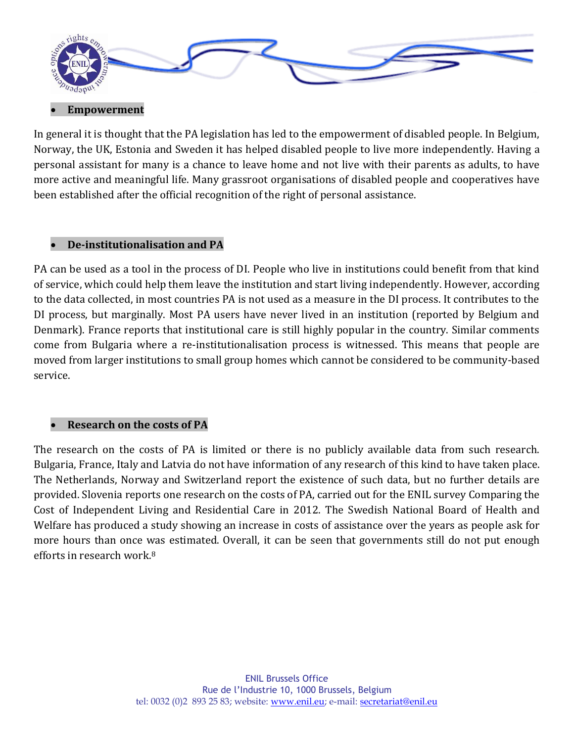- **Empowerment**

In general it is thought that the PA legislation has led to the empowerment of disabled people. In Belgium, Norway, the UK, Estonia and Sweden it has helped disabled people to live more independently. Having a personal assistant for many is a chance to leave home and not live with their parents as adults, to have more active and meaningful life. Many grassroot organisations of disabled people and cooperatives have been established after the official recognition of the right of personal assistance.

- **De-institutionalisation and PA**

PA can be used as a tool in the process of DI. People who live in institutions could benefit from that kind of service, which could help them leave the institution and start living independently. However, according to the data collected, in most countries PA is not used as a measure in the DI process. It contributes to the DI process, but marginally. Most PA users have never lived in an institution (reported by Belgium and Denmark). France reports that institutional care is still highly popular in the country. Similar comments come from Bulgaria where a re-institutionalisation process is witnessed. This means that people are moved from larger institutions to small group homes which cannot be considered to be community-based service.

- **Research on the costs of PA**

The research on the costs of PA is limited or there is no publicly available data from such research. Bulgaria, France, Italy and Latvia do not have information of any research of this kind to have taken place. The Netherlands, Norway and Switzerland report the existence of such data, but no further details are provided. Slovenia reports one research on the costs of PA, carried out for the ENIL survey Comparing the Cost of Independent Living and Residential Care in 2012. The Swedish National Board of Health and Welfare has produced a study showing an increase in costs of assistance over the years as people ask for more hours than once was estimated. Overall, it can be seen that governments still do not put enough efforts in research work.[8]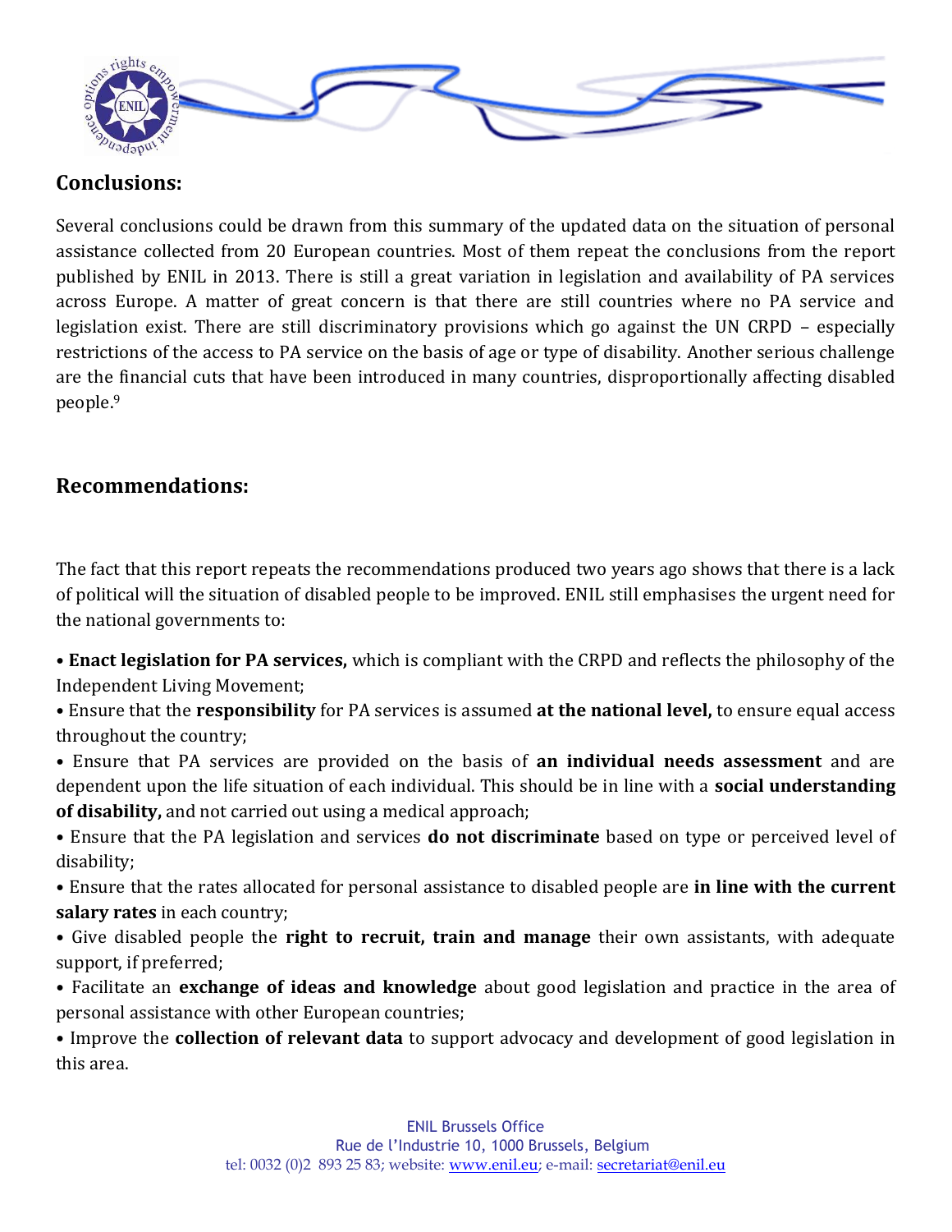## Conclusions:

Several conclusions could be drawn from this summary of the updated data on the situation of personal assistance collected from 20 European countries. Most of them repeat the conclusions from the report published by ENIL in 2013. There is still a great variation in legislation and availability of PA services across Europe. A matter of great concern is that there are still countries where no PA service and legislation exist. There are still discriminatory provisions which go against the UN CRPD – especially restrictions of the access to PA service on the basis of age or type of disability. Another serious challenge are the financial cuts that have been introduced in many countries, disproportionally affecting disabled people.[9]

## Recommendations:

The fact that this report repeats the recommendations produced two years ago shows that there is a lack of political will the situation of disabled people to be improved. ENIL still emphasises the urgent need for the national governments to:

- **Enact legislation for PA services,** which is compliant with the CRPD and reflects the philosophy of the Independent Living Movement;
- Ensure that the **responsibility** for PA services is assumed **at the national level,** to ensure equal access throughout the country;
- Ensure that PA services are provided on the basis of **an individual needs assessment** and are dependent upon the life situation of each individual. This should be in line with a **social understanding of disability,** and not carried out using a medical approach;
- Ensure that the PA legislation and services **do not discriminate** based on type or perceived level of disability;
- Ensure that the rates allocated for personal assistance to disabled people are **in line with the current salary rates** in each country;
- Give disabled people the **right to recruit, train and manage** their own assistants, with adequate support, if preferred;
- Facilitate an **exchange of ideas and knowledge** about good legislation and practice in the area of personal assistance with other European countries;
- Improve the **collection of relevant data** to support advocacy and development of good legislation in this area.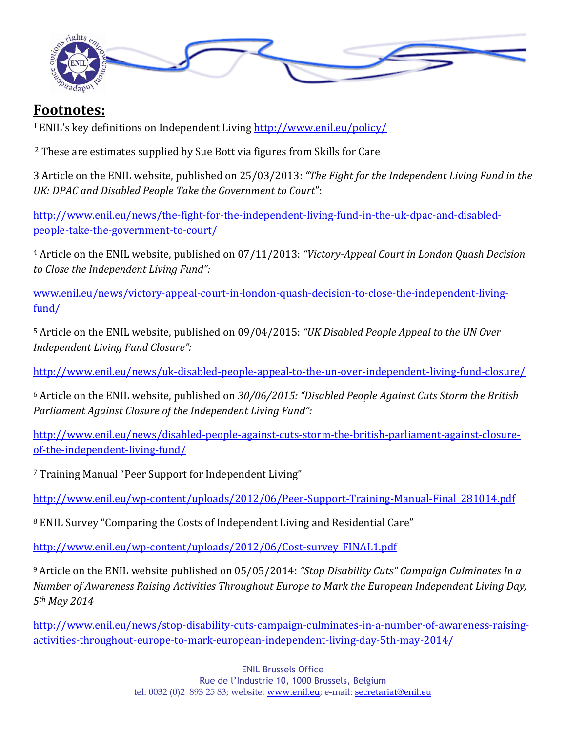## Footnotes:

[1] ENIL's key definitions on Independent Living http://www.enil.eu/policy/

[2] These are estimates supplied by Sue Bott via figures from Skills for Care

3 Article on the ENIL website, published on 25/03/2013: *"The Fight for the Independent Living Fund in the UK: DPAC and Disabled People Take the Government to Court"*:

http://www.enil.eu/news/the-fight-for-the-independent-living-fund-in-the-uk-dpac-and-disabled-people-take-the-government-to-court/

[4] Article on the ENIL website, published on 07/11/2013: *"Victory-Appeal Court in London Quash Decision to Close the Independent Living Fund":*

www.enil.eu/news/victory-appeal-court-in-london-quash-decision-to-close-the-independent-living-fund/

[5] Article on the ENIL website, published on 09/04/2015: *"UK Disabled People Appeal to the UN Over Independent Living Fund Closure":*

http://www.enil.eu/news/uk-disabled-people-appeal-to-the-un-over-independent-living-fund-closure/

[6] Article on the ENIL website, published on *30/06/2015: "Disabled People Against Cuts Storm the British Parliament Against Closure of the Independent Living Fund":*

http://www.enil.eu/news/disabled-people-against-cuts-storm-the-british-parliament-against-closure-of-the-independent-living-fund/

[7] Training Manual "Peer Support for Independent Living"

http://www.enil.eu/wp-content/uploads/2012/06/Peer-Support-Training-Manual-Final_281014.pdf

[8] ENIL Survey "Comparing the Costs of Independent Living and Residential Care"

http://www.enil.eu/wp-content/uploads/2012/06/Cost-survey_FINAL1.pdf

[9] Article on the ENIL website published on 05/05/2014: *"Stop Disability Cuts" Campaign Culminates In a Number of Awareness Raising Activities Throughout Europe to Mark the European Independent Living Day, 5th May 2014*

http://www.enil.eu/news/stop-disability-cuts-campaign-culminates-in-a-number-of-awareness-raising-activities-throughout-europe-to-mark-european-independent-living-day-5th-may-2014/

ENIL Brussels Office
Rue de l'Industrie 10, 1000 Brussels, Belgium
tel: 0032 (0)2 893 25 83; website: www.enil.eu; e-mail: secretariat@enil.eu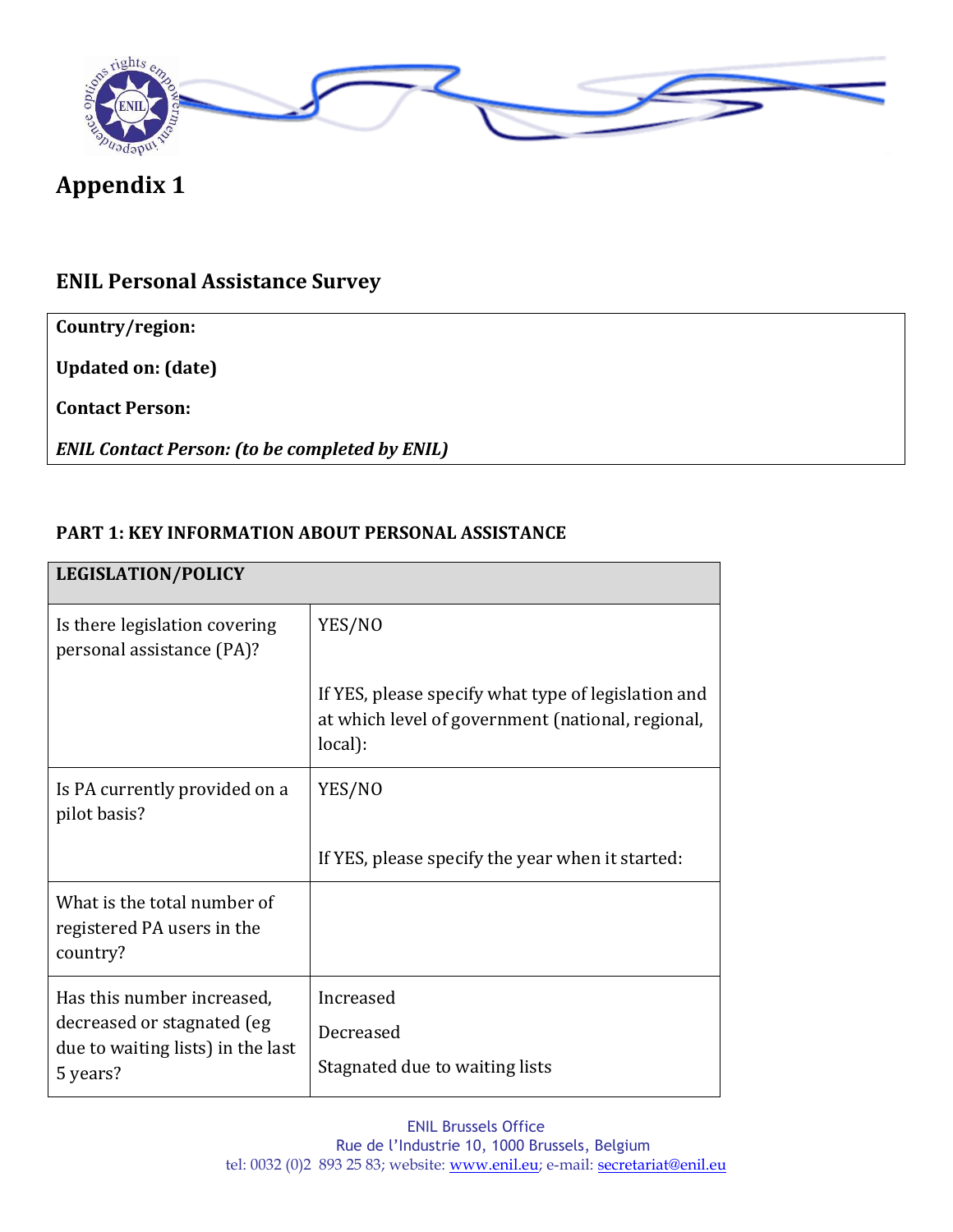# Appendix 1

## ENIL Personal Assistance Survey

| **Country/region:** |
|---|
| **Updated on: (date)** |
| **Contact Person:** |
| ***ENIL Contact Person: (to be completed by ENIL)*** |

### PART 1: KEY INFORMATION ABOUT PERSONAL ASSISTANCE

| **LEGISLATION/POLICY** | |
|---|---|
| Is there legislation covering personal assistance (PA)? | YES/NO<br><br>If YES, please specify what type of legislation and at which level of government (national, regional, local): |
| Is PA currently provided on a pilot basis? | YES/NO<br><br>If YES, please specify the year when it started: |
| What is the total number of registered PA users in the country? | |
| Has this number increased, decreased or stagnated (eg due to waiting lists) in the last 5 years? | Increased<br>Decreased<br>Stagnated due to waiting lists |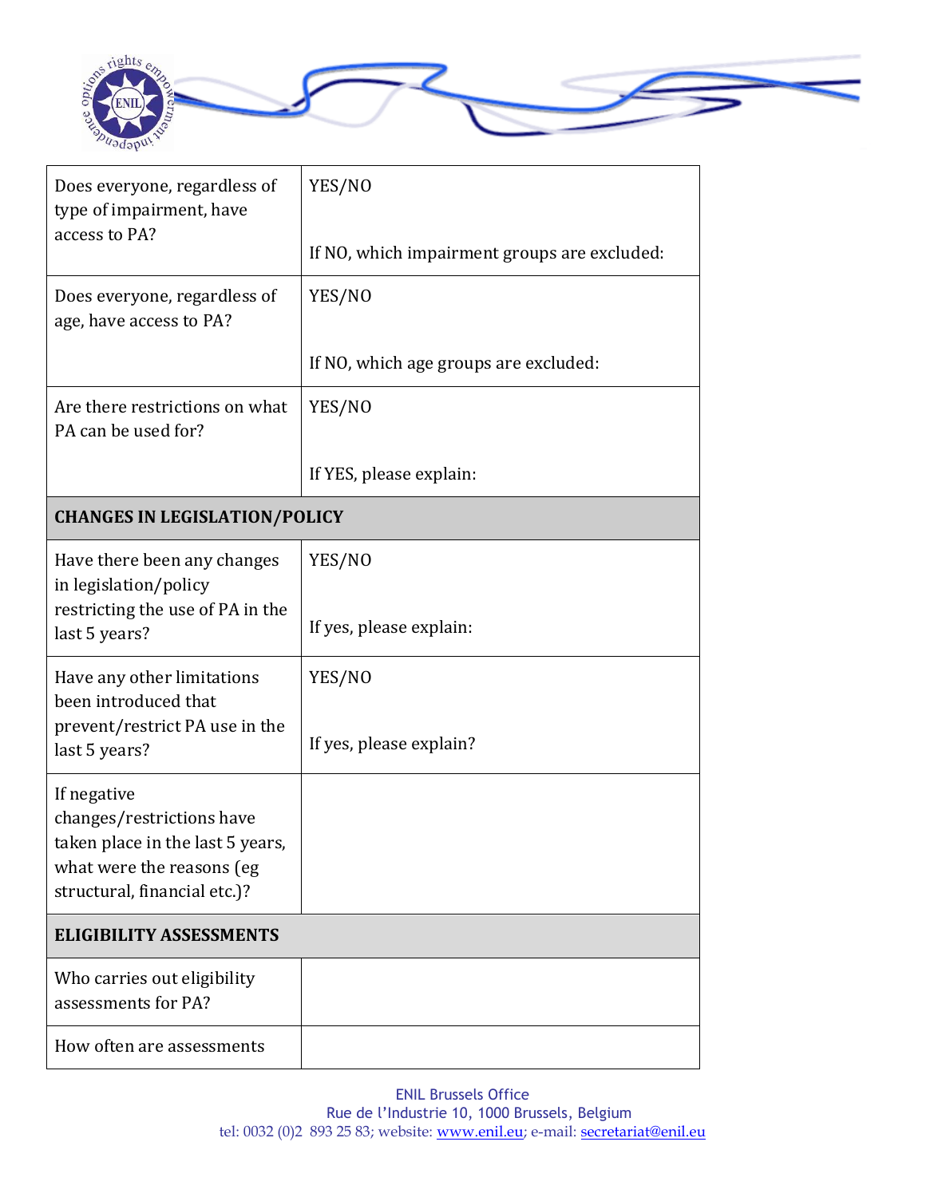| | |
|---|---|
| Does everyone, regardless of type of impairment, have access to PA? | YES/NO<br><br>If NO, which impairment groups are excluded: |
| Does everyone, regardless of age, have access to PA? | YES/NO<br><br>If NO, which age groups are excluded: |
| Are there restrictions on what PA can be used for? | YES/NO<br><br>If YES, please explain: |
| **CHANGES IN LEGISLATION/POLICY** | |
| Have there been any changes in legislation/policy restricting the use of PA in the last 5 years? | YES/NO<br><br>If yes, please explain: |
| Have any other limitations been introduced that prevent/restrict PA use in the last 5 years? | YES/NO<br><br>If yes, please explain? |
| If negative changes/restrictions have taken place in the last 5 years, what were the reasons (eg structural, financial etc.)? | |
| **ELIGIBILITY ASSESSMENTS** | |
| Who carries out eligibility assessments for PA? | |
| How often are assessments | |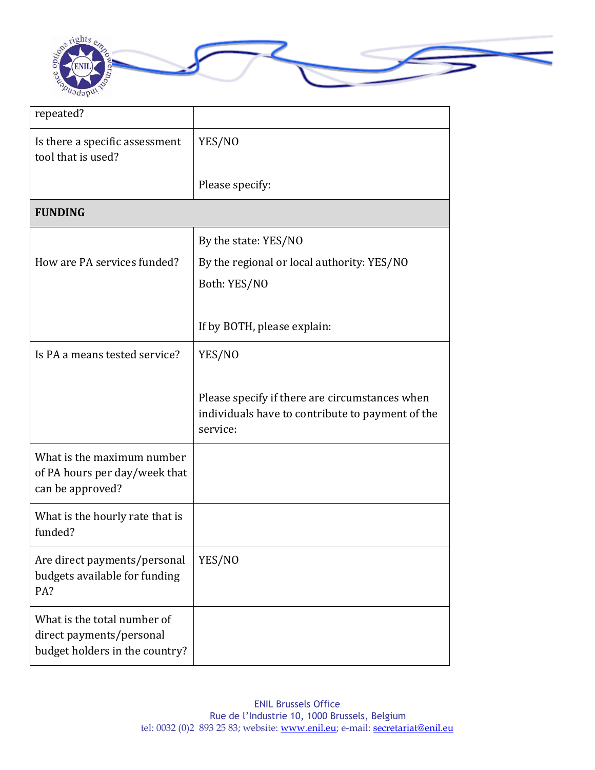| | |
|---|---|
| repeated? | |
| Is there a specific assessment tool that is used? | YES/NO<br><br>Please specify: |
| **FUNDING** | |
| How are PA services funded? | By the state: YES/NO<br>By the regional or local authority: YES/NO<br>Both: YES/NO<br><br>If by BOTH, please explain: |
| Is PA a means tested service? | YES/NO<br><br>Please specify if there are circumstances when individuals have to contribute to payment of the service: |
| What is the maximum number of PA hours per day/week that can be approved? | |
| What is the hourly rate that is funded? | |
| Are direct payments/personal budgets available for funding PA? | YES/NO |
| What is the total number of direct payments/personal budget holders in the country? | |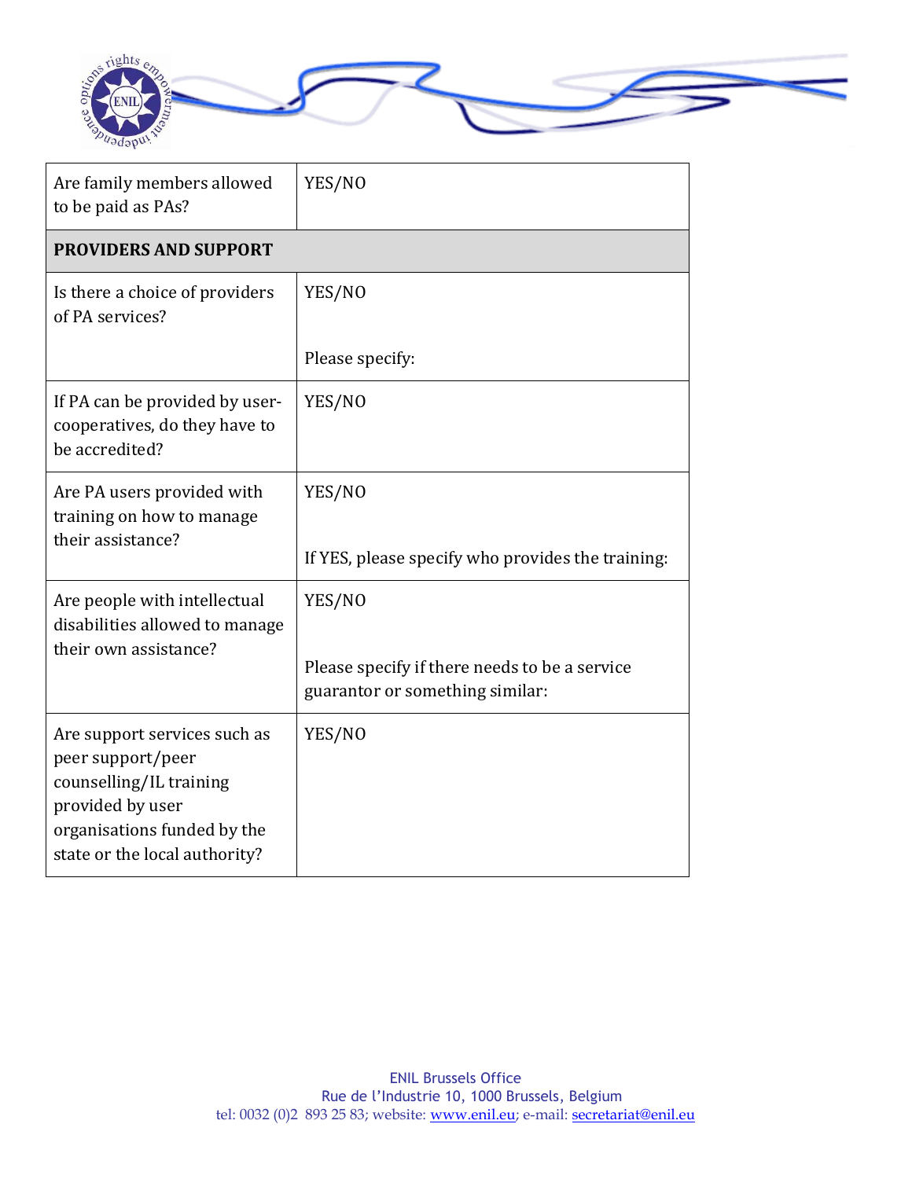| | |
|---|---|
| Are family members allowed to be paid as PAs? | YES/NO |
| **PROVIDERS AND SUPPORT** | |
| Is there a choice of providers of PA services? | YES/NO<br><br>Please specify: |
| If PA can be provided by user-cooperatives, do they have to be accredited? | YES/NO |
| Are PA users provided with training on how to manage their assistance? | YES/NO<br><br>If YES, please specify who provides the training: |
| Are people with intellectual disabilities allowed to manage their own assistance? | YES/NO<br><br>Please specify if there needs to be a service guarantor or something similar: |
| Are support services such as peer support/peer counselling/IL training provided by user organisations funded by the state or the local authority? | YES/NO |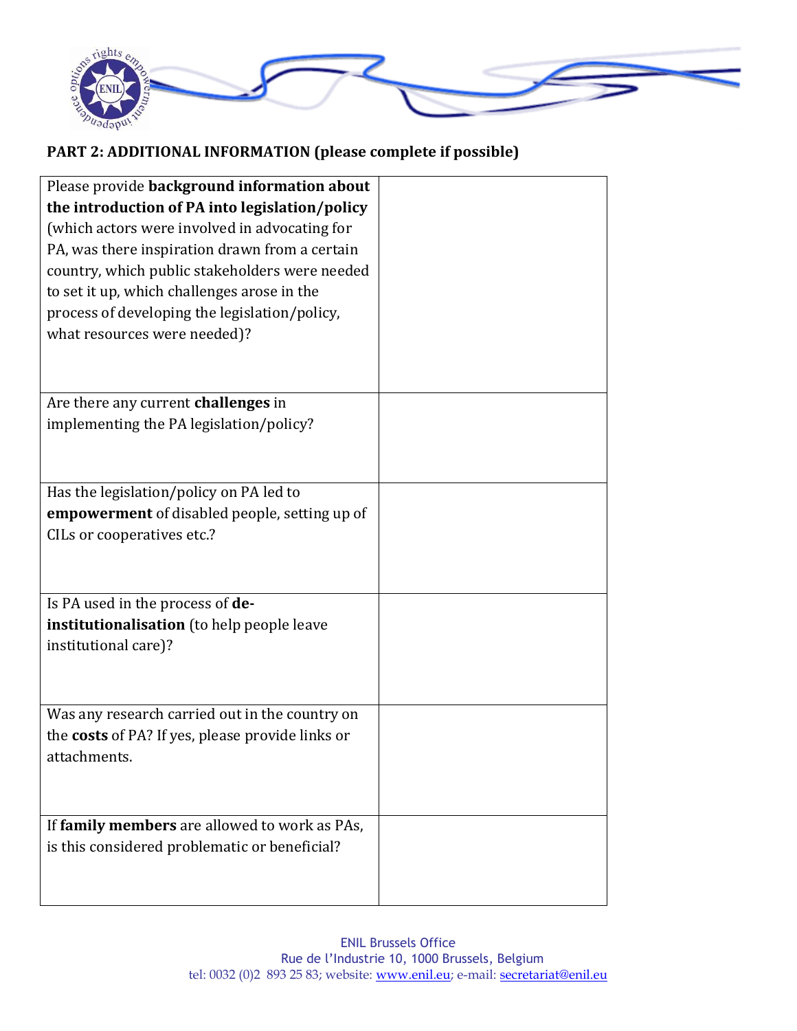## PART 2: ADDITIONAL INFORMATION (please complete if possible)

| | |
|---|---|
| Please provide **background information about the introduction of PA into legislation/policy** (which actors were involved in advocating for PA, was there inspiration drawn from a certain country, which public stakeholders were needed to set it up, which challenges arose in the process of developing the legislation/policy, what resources were needed)? | |
| Are there any current **challenges** in implementing the PA legislation/policy? | |
| Has the legislation/policy on PA led to **empowerment** of disabled people, setting up of CILs or cooperatives etc.? | |
| Is PA used in the process of **de-institutionalisation** (to help people leave institutional care)? | |
| Was any research carried out in the country on the **costs** of PA? If yes, please provide links or attachments. | |
| If **family members** are allowed to work as PAs, is this considered problematic or beneficial? | |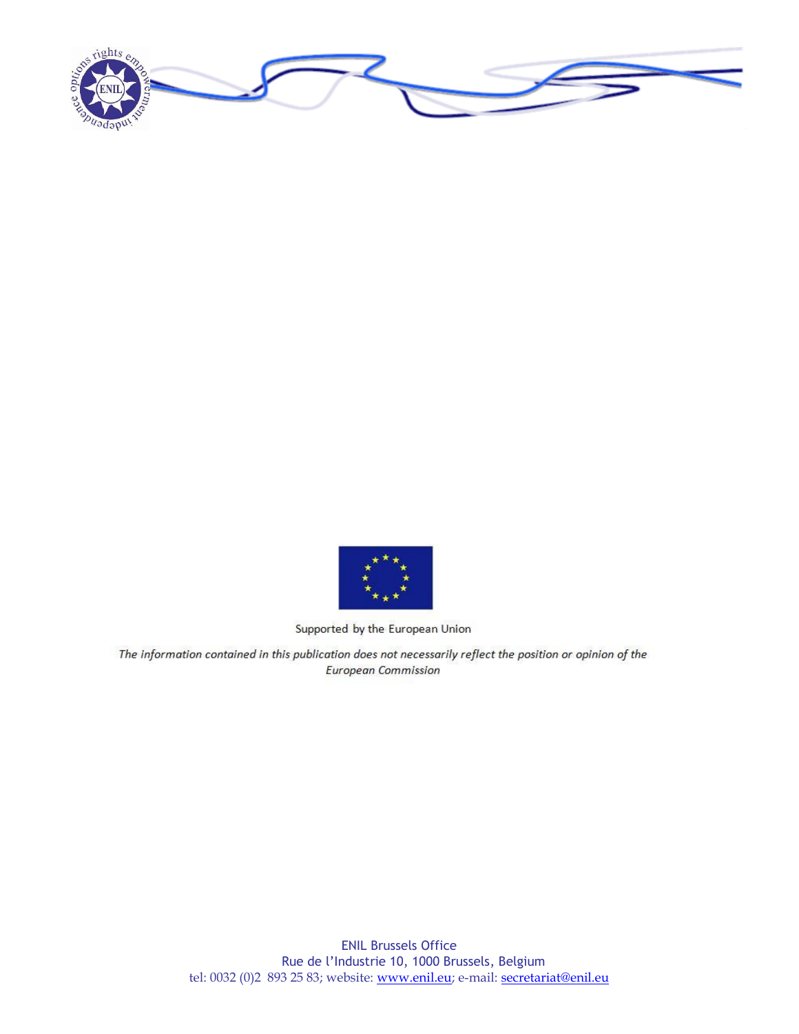Supported by the European Union

*The information contained in this publication does not necessarily reflect the position or opinion of the European Commission*

ENIL Brussels Office
Rue de l'Industrie 10, 1000 Brussels, Belgium
tel: 0032 (0)2 893 25 83; website: [www.enil.eu](http://www.enil.eu); e-mail: [secretariat@enil.eu](mailto:secretariat@enil.eu)